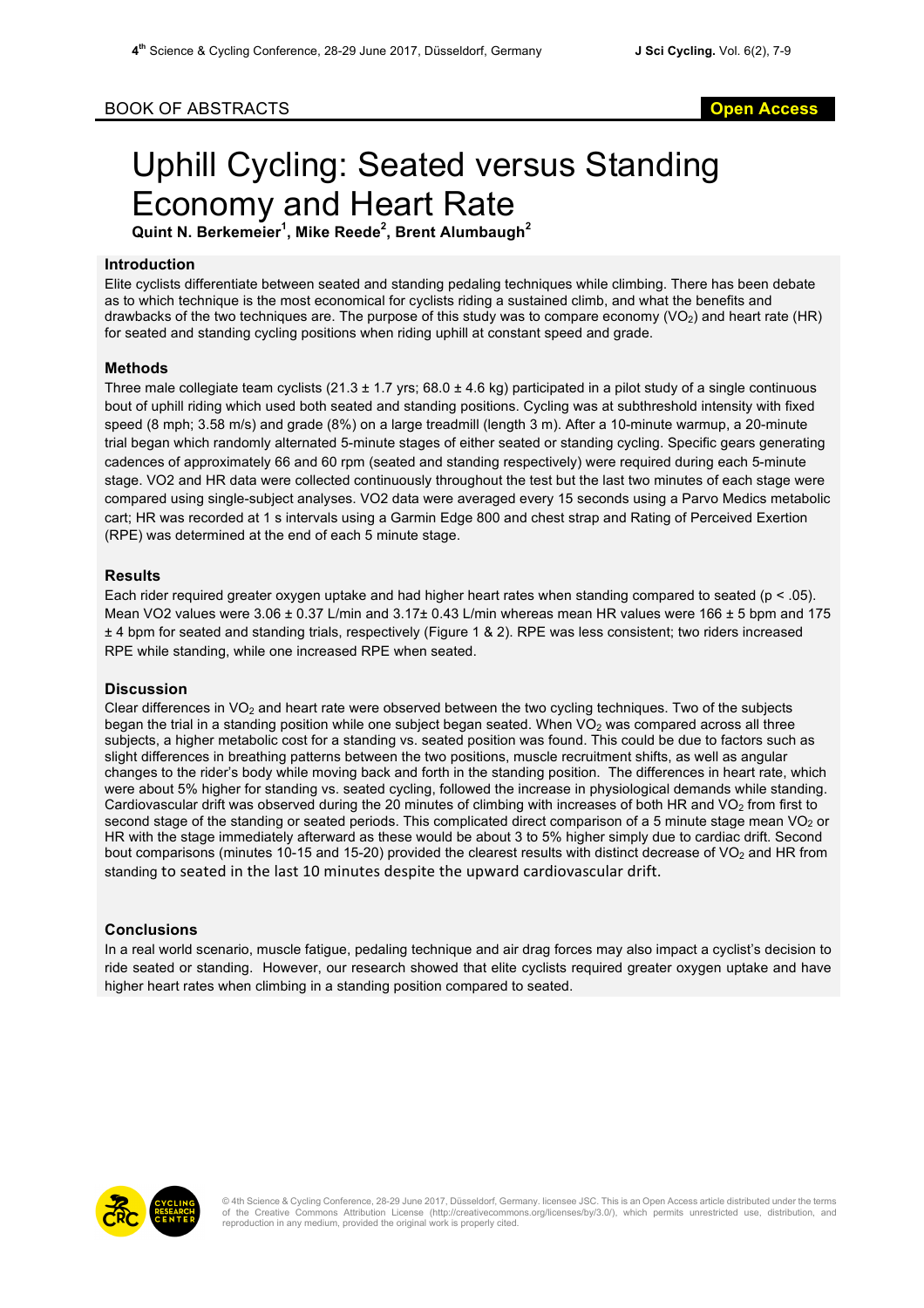BOOK OF ABSTRACTS

# Uphill Cycling: Seated versus Standing Economy and Heart Rate

**Quint N. Berkemeier[1], Mike Reede[2], Brent Alumbaugh[2]**

## Introduction

Elite cyclists differentiate between seated and standing pedaling techniques while climbing. There has been debate as to which technique is the most economical for cyclists riding a sustained climb, and what the benefits and drawbacks of the two techniques are. The purpose of this study was to compare economy ($VO_2$) and heart rate (HR) for seated and standing cycling positions when riding uphill at constant speed and grade.

## Methods

Three male collegiate team cyclists (21.3 ± 1.7 yrs; 68.0 ± 4.6 kg) participated in a pilot study of a single continuous bout of uphill riding which used both seated and standing positions. Cycling was at subthreshold intensity with fixed speed (8 mph; 3.58 m/s) and grade (8%) on a large treadmill (length 3 m). After a 10-minute warmup, a 20-minute trial began which randomly alternated 5-minute stages of either seated or standing cycling. Specific gears generating cadences of approximately 66 and 60 rpm (seated and standing respectively) were required during each 5-minute stage. VO2 and HR data were collected continuously throughout the test but the last two minutes of each stage were compared using single-subject analyses. VO2 data were averaged every 15 seconds using a Parvo Medics metabolic cart; HR was recorded at 1 s intervals using a Garmin Edge 800 and chest strap and Rating of Perceived Exertion (RPE) was determined at the end of each 5 minute stage.

## Results

Each rider required greater oxygen uptake and had higher heart rates when standing compared to seated ($p < .05$). Mean VO2 values were 3.06 ± 0.37 L/min and 3.17± 0.43 L/min whereas mean HR values were 166 ± 5 bpm and 175 ± 4 bpm for seated and standing trials, respectively (Figure 1 & 2). RPE was less consistent; two riders increased RPE while standing, while one increased RPE when seated.

## Discussion

Clear differences in $VO_2$ and heart rate were observed between the two cycling techniques. Two of the subjects began the trial in a standing position while one subject began seated. When $VO_2$ was compared across all three subjects, a higher metabolic cost for a standing vs. seated position was found. This could be due to factors such as slight differences in breathing patterns between the two positions, muscle recruitment shifts, as well as angular changes to the rider's body while moving back and forth in the standing position. The differences in heart rate, which were about 5% higher for standing vs. seated cycling, followed the increase in physiological demands while standing. Cardiovascular drift was observed during the 20 minutes of climbing with increases of both HR and $VO_2$ from first to second stage of the standing or seated periods. This complicated direct comparison of a 5 minute stage mean $VO_2$ or HR with the stage immediately afterward as these would be about 3 to 5% higher simply due to cardiac drift. Second bout comparisons (minutes 10-15 and 15-20) provided the clearest results with distinct decrease of $VO_2$ and HR from standing to seated in the last 10 minutes despite the upward cardiovascular drift.

## Conclusions

In a real world scenario, muscle fatigue, pedaling technique and air drag forces may also impact a cyclist's decision to ride seated or standing. However, our research showed that elite cyclists required greater oxygen uptake and have higher heart rates when climbing in a standing position compared to seated.

© 4th Science & Cycling Conference, 28-29 June 2017, Düsseldorf, Germany. licensee JSC. This is an Open Access article distributed under the terms of the Creative Commons Attribution License (http://creativecommons.org/licenses/by/3.0/), which permits unrestricted use, distribution, and reproduction in any medium, provided the original work is properly cited.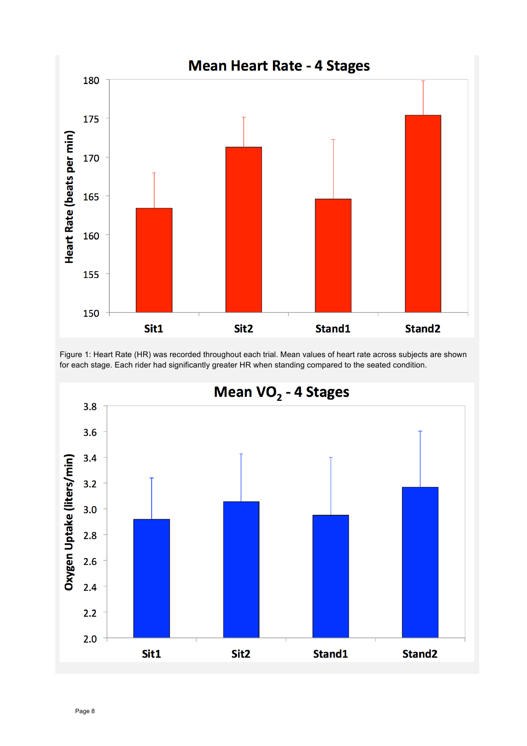Figure 1: Heart Rate (HR) was recorded throughout each trial. Mean values of heart rate across subjects are shown for each stage. Each rider had significantly greater HR when standing compared to the seated condition.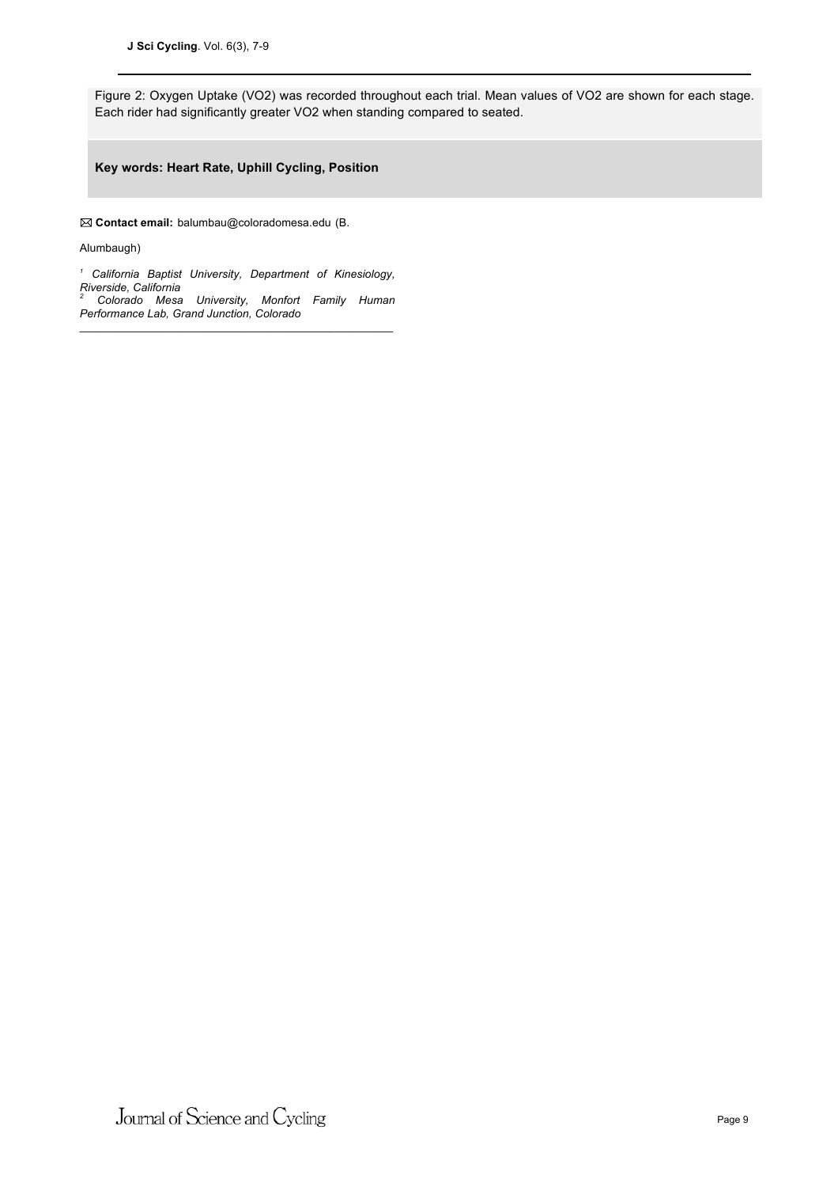Figure 2: Oxygen Uptake (VO2) was recorded throughout each trial. Mean values of VO2 are shown for each stage. Each rider had significantly greater VO2 when standing compared to seated.

**Key words: Heart Rate, Uphill Cycling, Position**

✉ **Contact email:** balumbau@coloradomesa.edu (B. Alumbaugh)

[1] *California Baptist University, Department of Kinesiology, Riverside, California*

[2] *Colorado Mesa University, Monfort Family Human Performance Lab, Grand Junction, Colorado*